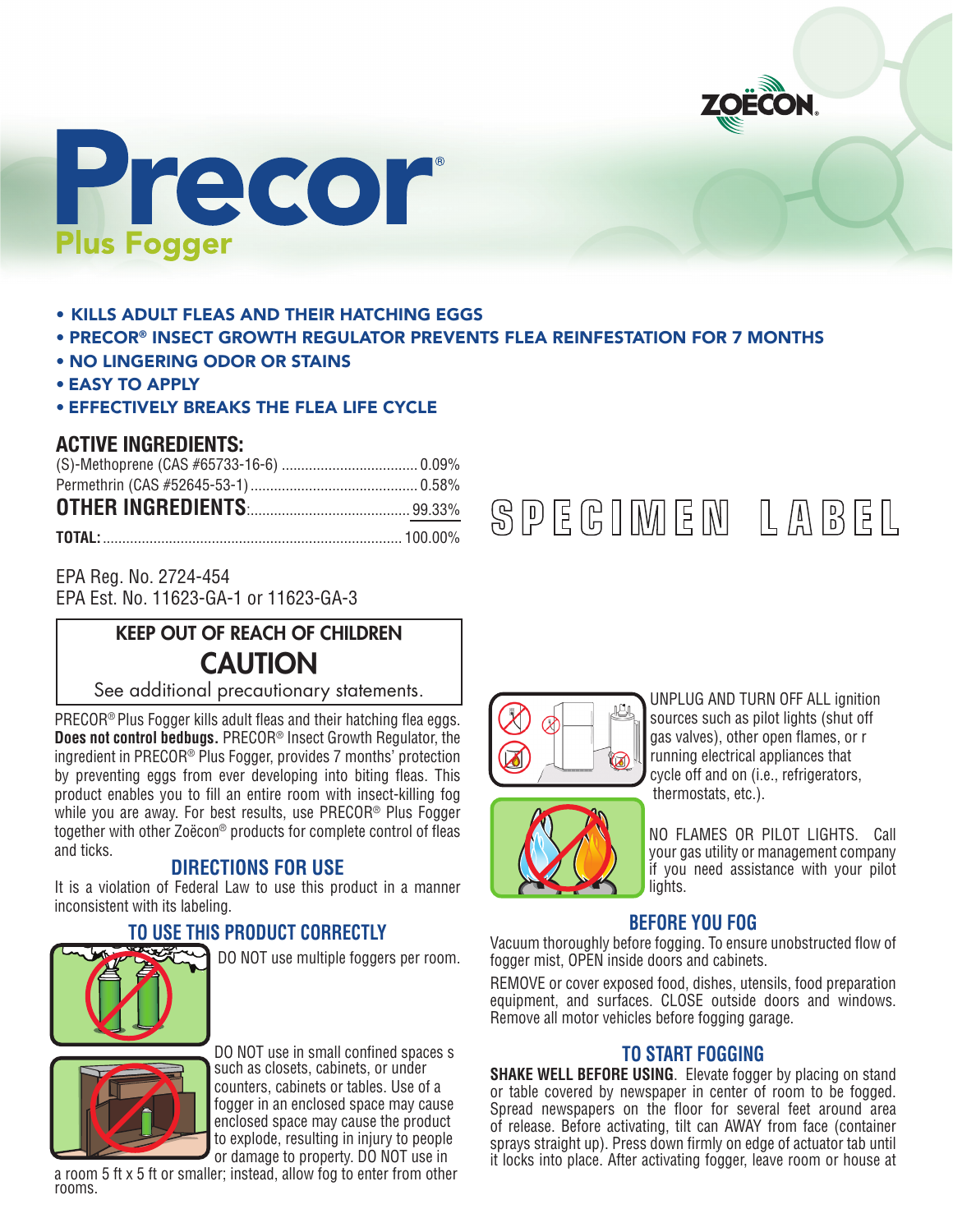ZOËCON

# Precor®

## Plus Fogger

- KILLS ADULT FLEAS AND THEIR HATCHING EGGS
- PRECOR® INSECT GROWTH REGULATOR PREVENTS FLEA REINFESTATION FOR 7 MONTHS
- NO LINGERING ODOR OR STAINS
- EASY TO APPLY
- EFFECTIVELY BREAKS THE FLEA LIFE CYCLE

**ACTIVE INGREDIENTS:**

| | |
|---|---|
| (S)-Methoprene (CAS #65733-16-6) | 0.09% |
| Permethrin (CAS #52645-53-1) | 0.58% |
| **OTHER INGREDIENTS:** | 99.33% |
| **TOTAL:** | 100.00% |

SPECIMEN LABEL

EPA Reg. No. 2724-454
EPA Est. No. 11623-GA-1 or 11623-GA-3

**KEEP OUT OF REACH OF CHILDREN**

**CAUTION**

See additional precautionary statements.

PRECOR® Plus Fogger kills adult fleas and their hatching flea eggs. **Does not control bedbugs.** PRECOR® Insect Growth Regulator, the ingredient in PRECOR® Plus Fogger, provides 7 months' protection by preventing eggs from ever developing into biting fleas. This product enables you to fill an entire room with insect-killing fog while you are away. For best results, use PRECOR® Plus Fogger together with other Zoëcon® products for complete control of fleas and ticks.

## DIRECTIONS FOR USE

It is a violation of Federal Law to use this product in a manner inconsistent with its labeling.

### TO USE THIS PRODUCT CORRECTLY

DO NOT use multiple foggers per room.

DO NOT use in small confined spaces s such as closets, cabinets, or under counters, cabinets or tables. Use of a fogger in an enclosed space may cause enclosed space may cause the product to explode, resulting in injury to people or damage to property. DO NOT use in a room 5 ft x 5 ft or smaller; instead, allow fog to enter from other rooms.

UNPLUG AND TURN OFF ALL ignition sources such as pilot lights (shut off gas valves), other open flames, or r running electrical appliances that cycle off and on (i.e., refrigerators, thermostats, etc.).

NO FLAMES OR PILOT LIGHTS. Call your gas utility or management company if you need assistance with your pilot lights.

### BEFORE YOU FOG

Vacuum thoroughly before fogging. To ensure unobstructed flow of fogger mist, OPEN inside doors and cabinets.

REMOVE or cover exposed food, dishes, utensils, food preparation equipment, and surfaces. CLOSE outside doors and windows. Remove all motor vehicles before fogging garage.

### TO START FOGGING

**SHAKE WELL BEFORE USING**. Elevate fogger by placing on stand or table covered by newspaper in center of room to be fogged. Spread newspapers on the floor for several feet around area of release. Before activating, tilt can AWAY from face (container sprays straight up). Press down firmly on edge of actuator tab until it locks into place. After activating fogger, leave room or house at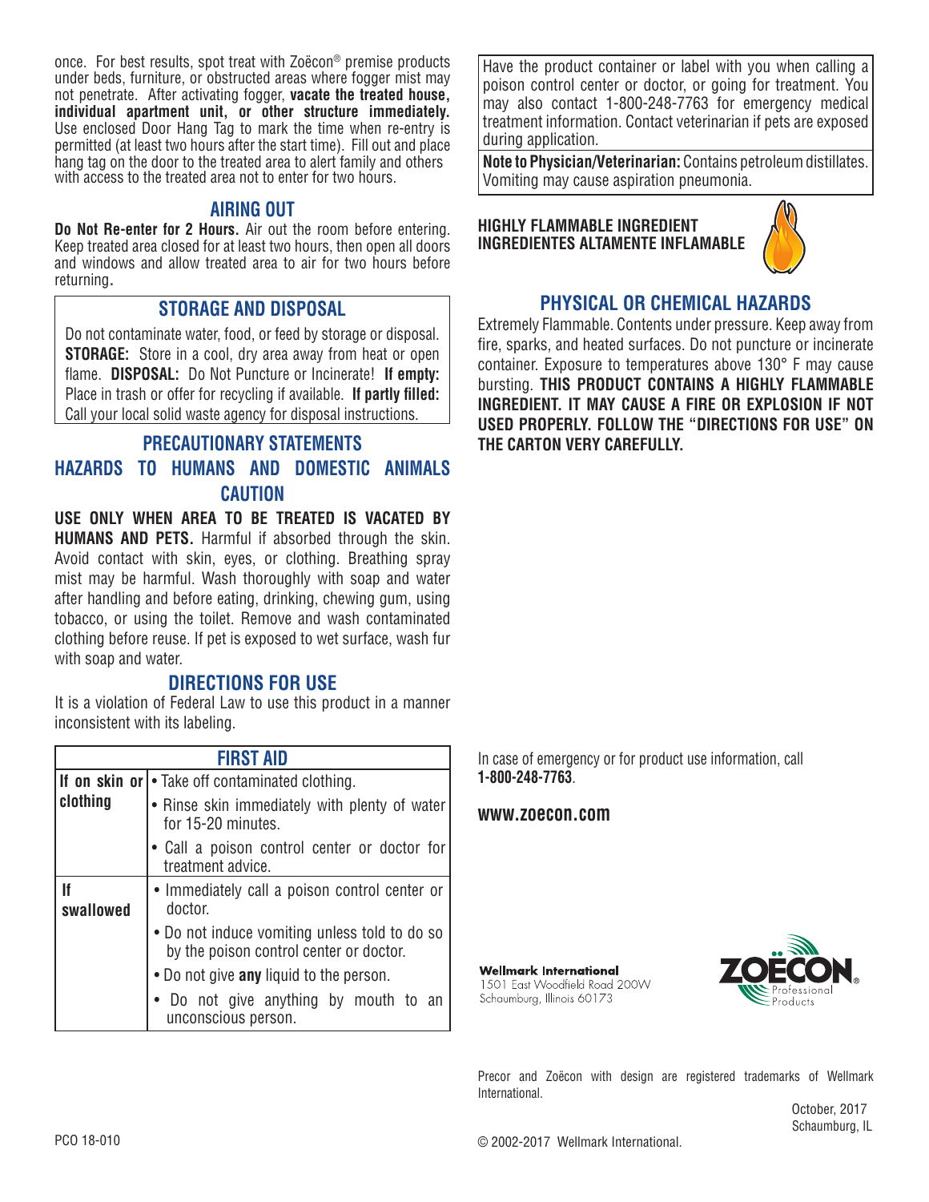once. For best results, spot treat with Zoëcon® premise products under beds, furniture, or obstructed areas where fogger mist may not penetrate. After activating fogger, **vacate the treated house, individual apartment unit, or other structure immediately.** Use enclosed Door Hang Tag to mark the time when re-entry is permitted (at least two hours after the start time). Fill out and place hang tag on the door to the treated area to alert family and others with access to the treated area not to enter for two hours.

## AIRING OUT

**Do Not Re-enter for 2 Hours.** Air out the room before entering. Keep treated area closed for at least two hours, then open all doors and windows and allow treated area to air for two hours before returning.

## STORAGE AND DISPOSAL

Do not contaminate water, food, or feed by storage or disposal. **STORAGE:** Store in a cool, dry area away from heat or open flame. **DISPOSAL:** Do Not Puncture or Incinerate! **If empty:** Place in trash or offer for recycling if available. **If partly filled:** Call your local solid waste agency for disposal instructions.

## PRECAUTIONARY STATEMENTS

## HAZARDS TO HUMANS AND DOMESTIC ANIMALS

## CAUTION

**USE ONLY WHEN AREA TO BE TREATED IS VACATED BY HUMANS AND PETS.** Harmful if absorbed through the skin. Avoid contact with skin, eyes, or clothing. Breathing spray mist may be harmful. Wash thoroughly with soap and water after handling and before eating, drinking, chewing gum, using tobacco, or using the toilet. Remove and wash contaminated clothing before reuse. If pet is exposed to wet surface, wash fur with soap and water.

## DIRECTIONS FOR USE

It is a violation of Federal Law to use this product in a manner inconsistent with its labeling.

## FIRST AID

| | |
|---|---|
| **If on skin or clothing** | • Take off contaminated clothing.<br>• Rinse skin immediately with plenty of water for 15-20 minutes.<br>• Call a poison control center or doctor for treatment advice. |
| **If swallowed** | • Immediately call a poison control center or doctor.<br>• Do not induce vomiting unless told to do so by the poison control center or doctor.<br>• Do not give **any** liquid to the person.<br>• Do not give anything by mouth to an unconscious person. |

Have the product container or label with you when calling a poison control center or doctor, or going for treatment. You may also contact 1-800-248-7763 for emergency medical treatment information. Contact veterinarian if pets are exposed during application.

**Note to Physician/Veterinarian:** Contains petroleum distillates. Vomiting may cause aspiration pneumonia.

**HIGHLY FLAMMABLE INGREDIENT**
**INGREDIENTES ALTAMENTE INFLAMABLE**

## PHYSICAL OR CHEMICAL HAZARDS

Extremely Flammable. Contents under pressure. Keep away from fire, sparks, and heated surfaces. Do not puncture or incinerate container. Exposure to temperatures above 130° F may cause bursting. **THIS PRODUCT CONTAINS A HIGHLY FLAMMABLE INGREDIENT. IT MAY CAUSE A FIRE OR EXPLOSION IF NOT USED PROPERLY. FOLLOW THE "DIRECTIONS FOR USE" ON THE CARTON VERY CAREFULLY.**

In case of emergency or for product use information, call **1-800-248-7763**.

**www.zoecon.com**

**Wellmark International**
1501 East Woodfield Road 200W
Schaumburg, Illinois 60173

ZOËCON® Professional Products

Precor and Zoëcon with design are registered trademarks of Wellmark International.

October, 2017
Schaumburg, IL

PCO 18-010

© 2002-2017 Wellmark International.